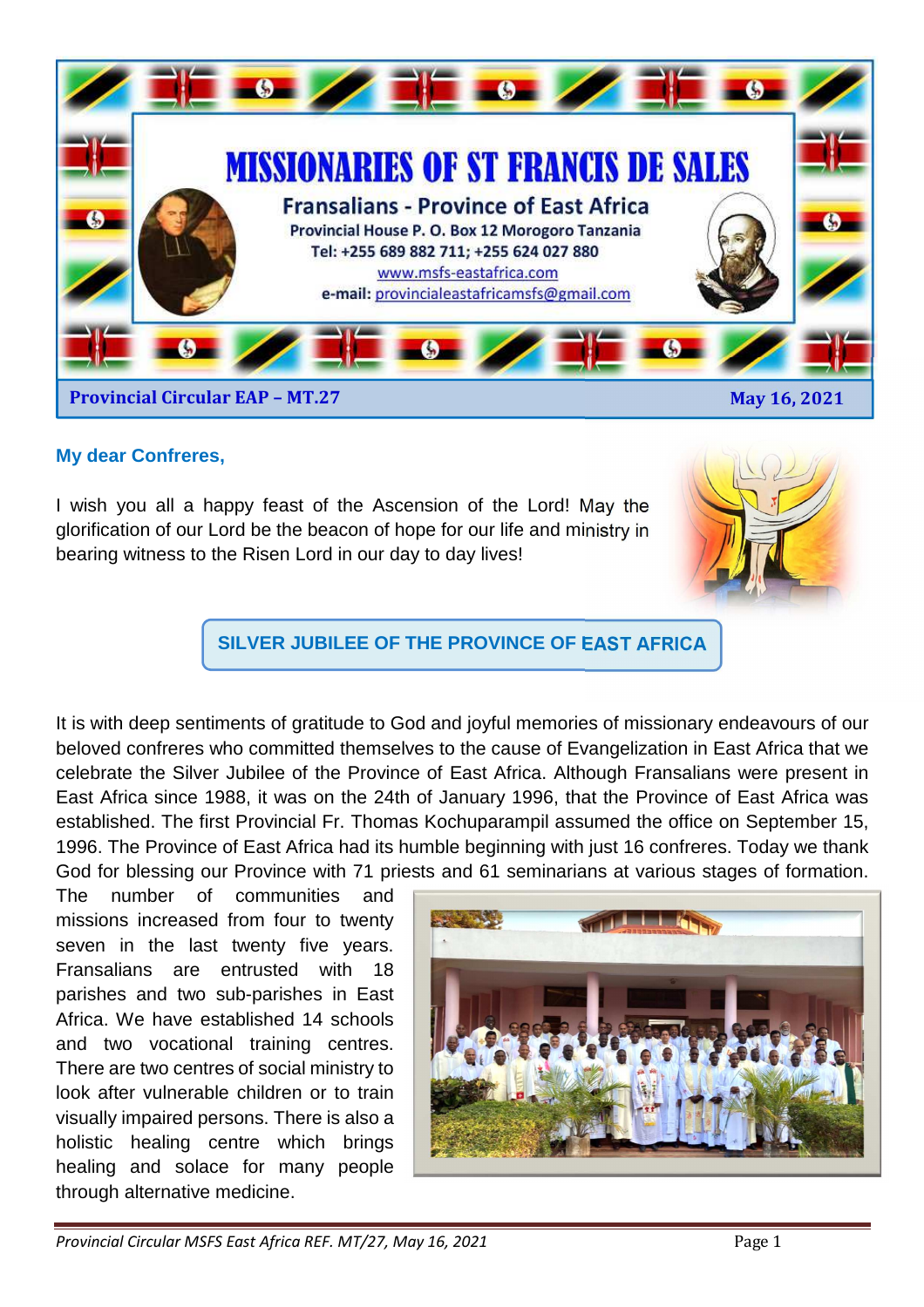# MISSIONARIES OF ST FRANCIS DE SALES

## Fransalians - Province of East Africa

**Provincial House P. O. Box 12 Morogoro Tanzania**
**Tel: +255 689 882 711; +255 624 027 880**
www.msfs-eastafrica.com
**e-mail:** provincialeastafricamsfs@gmail.com

**Provincial Circular EAP – MT.27** **May 16, 2021**

**My dear Confreres,**

I wish you all a happy feast of the Ascension of the Lord! May the glorification of our Lord be the beacon of hope for our life and ministry in bearing witness to the Risen Lord in our day to day lives!

## SILVER JUBILEE OF THE PROVINCE OF EAST AFRICA

It is with deep sentiments of gratitude to God and joyful memories of missionary endeavours of our beloved confreres who committed themselves to the cause of Evangelization in East Africa that we celebrate the Silver Jubilee of the Province of East Africa. Although Fransalians were present in East Africa since 1988, it was on the 24th of January 1996, that the Province of East Africa was established. The first Provincial Fr. Thomas Kochuparampil assumed the office on September 15, 1996. The Province of East Africa had its humble beginning with just 16 confreres. Today we thank God for blessing our Province with 71 priests and 61 seminarians at various stages of formation. The number of communities and missions increased from four to twenty seven in the last twenty five years. Fransalians are entrusted with 18 parishes and two sub-parishes in East Africa. We have established 14 schools and two vocational training centres. There are two centres of social ministry to look after vulnerable children or to train visually impaired persons. There is also a holistic healing centre which brings healing and solace for many people through alternative medicine.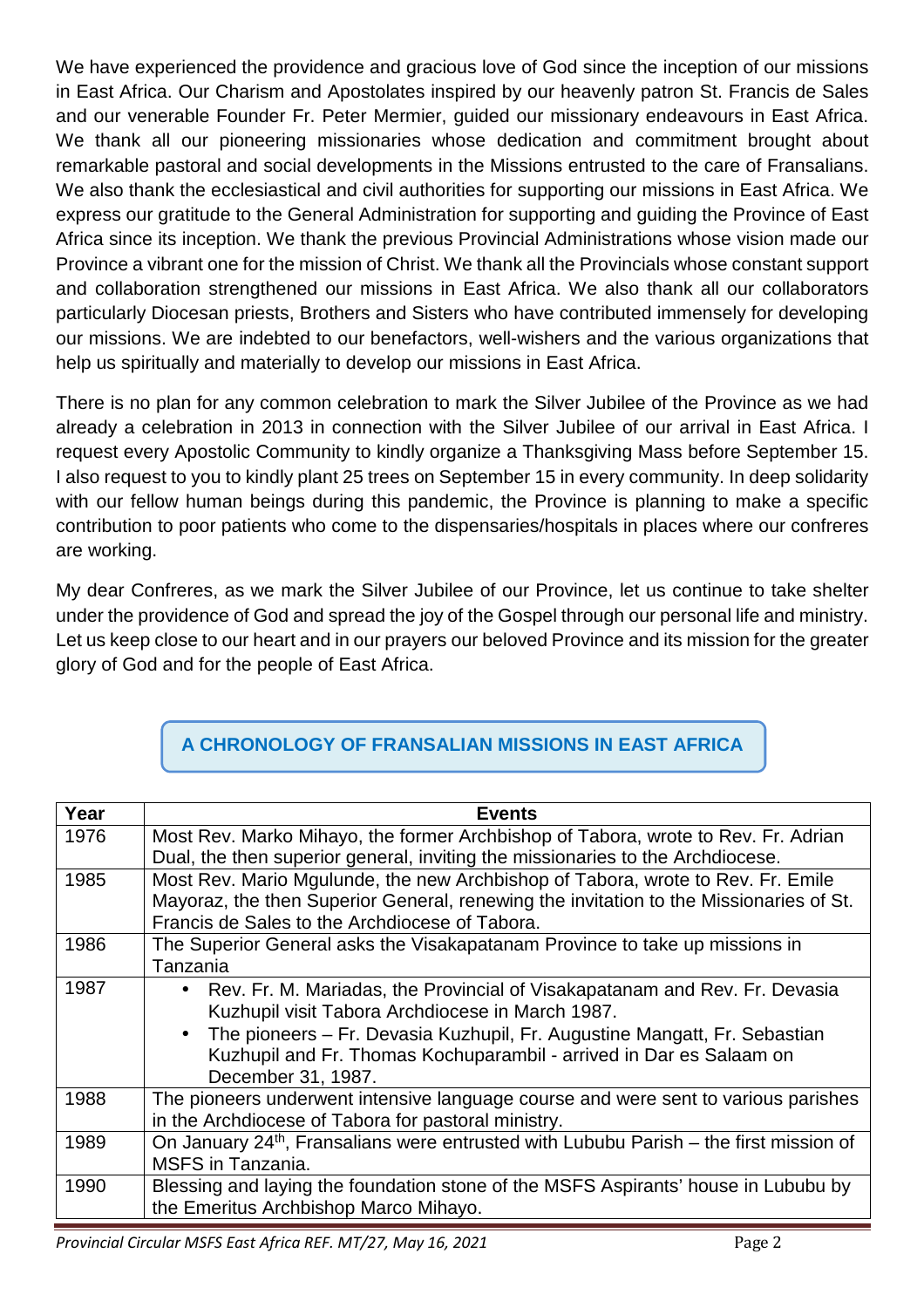We have experienced the providence and gracious love of God since the inception of our missions in East Africa. Our Charism and Apostolates inspired by our heavenly patron St. Francis de Sales and our venerable Founder Fr. Peter Mermier, guided our missionary endeavours in East Africa. We thank all our pioneering missionaries whose dedication and commitment brought about remarkable pastoral and social developments in the Missions entrusted to the care of Fransalians. We also thank the ecclesiastical and civil authorities for supporting our missions in East Africa. We express our gratitude to the General Administration for supporting and guiding the Province of East Africa since its inception. We thank the previous Provincial Administrations whose vision made our Province a vibrant one for the mission of Christ. We thank all the Provincials whose constant support and collaboration strengthened our missions in East Africa. We also thank all our collaborators particularly Diocesan priests, Brothers and Sisters who have contributed immensely for developing our missions. We are indebted to our benefactors, well-wishers and the various organizations that help us spiritually and materially to develop our missions in East Africa.

There is no plan for any common celebration to mark the Silver Jubilee of the Province as we had already a celebration in 2013 in connection with the Silver Jubilee of our arrival in East Africa. I request every Apostolic Community to kindly organize a Thanksgiving Mass before September 15. I also request to you to kindly plant 25 trees on September 15 in every community. In deep solidarity with our fellow human beings during this pandemic, the Province is planning to make a specific contribution to poor patients who come to the dispensaries/hospitals in places where our confreres are working.

My dear Confreres, as we mark the Silver Jubilee of our Province, let us continue to take shelter under the providence of God and spread the joy of the Gospel through our personal life and ministry. Let us keep close to our heart and in our prayers our beloved Province and its mission for the greater glory of God and for the people of East Africa.

## A CHRONOLOGY OF FRANSALIAN MISSIONS IN EAST AFRICA

| Year | Events |
|---|---|
| 1976 | Most Rev. Marko Mihayo, the former Archbishop of Tabora, wrote to Rev. Fr. Adrian Dual, the then superior general, inviting the missionaries to the Archdiocese. |
| 1985 | Most Rev. Mario Mgulunde, the new Archbishop of Tabora, wrote to Rev. Fr. Emile Mayoraz, the then Superior General, renewing the invitation to the Missionaries of St. Francis de Sales to the Archdiocese of Tabora. |
| 1986 | The Superior General asks the Visakapatanam Province to take up missions in Tanzania |
| 1987 | • Rev. Fr. M. Mariadas, the Provincial of Visakapatanam and Rev. Fr. Devasia Kuzhupil visit Tabora Archdiocese in March 1987. <br> • The pioneers – Fr. Devasia Kuzhupil, Fr. Augustine Mangatt, Fr. Sebastian Kuzhupil and Fr. Thomas Kochuparambil - arrived in Dar es Salaam on December 31, 1987. |
| 1988 | The pioneers underwent intensive language course and were sent to various parishes in the Archdiocese of Tabora for pastoral ministry. |
| 1989 | On January 24th, Fransalians were entrusted with Lububu Parish – the first mission of MSFS in Tanzania. |
| 1990 | Blessing and laying the foundation stone of the MSFS Aspirants' house in Lububu by the Emeritus Archbishop Marco Mihayo. |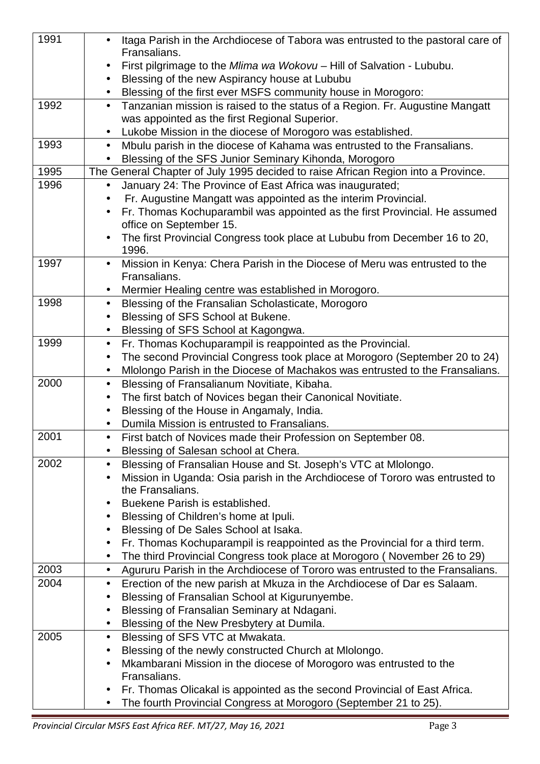| | |
|---|---|
| 1991 | • Itaga Parish in the Archdiocese of Tabora was entrusted to the pastoral care of Fransalians.<br>• First pilgrimage to the *Mlima wa Wokovu* – Hill of Salvation - Lububu.<br>• Blessing of the new Aspirancy house at Lububu<br>• Blessing of the first ever MSFS community house in Morogoro: |
| 1992 | • Tanzanian mission is raised to the status of a Region. Fr. Augustine Mangatt was appointed as the first Regional Superior.<br>• Lukobe Mission in the diocese of Morogoro was established. |
| 1993 | • Mbulu parish in the diocese of Kahama was entrusted to the Fransalians.<br>• Blessing of the SFS Junior Seminary Kihonda, Morogoro |
| 1995 | The General Chapter of July 1995 decided to raise African Region into a Province. |
| 1996 | • January 24: The Province of East Africa was inaugurated;<br>• Fr. Augustine Mangatt was appointed as the interim Provincial.<br>• Fr. Thomas Kochuparambil was appointed as the first Provincial. He assumed office on September 15.<br>• The first Provincial Congress took place at Lububu from December 16 to 20, 1996. |
| 1997 | • Mission in Kenya: Chera Parish in the Diocese of Meru was entrusted to the Fransalians.<br>• Mermier Healing centre was established in Morogoro. |
| 1998 | • Blessing of the Fransalian Scholasticate, Morogoro<br>• Blessing of SFS School at Bukene.<br>• Blessing of SFS School at Kagongwa. |
| 1999 | • Fr. Thomas Kochuparampil is reappointed as the Provincial.<br>• The second Provincial Congress took place at Morogoro (September 20 to 24)<br>• Mlolongo Parish in the Diocese of Machakos was entrusted to the Fransalians. |
| 2000 | • Blessing of Fransalianum Novitiate, Kibaha.<br>• The first batch of Novices began their Canonical Novitiate.<br>• Blessing of the House in Angamaly, India.<br>• Dumila Mission is entrusted to Fransalians. |
| 2001 | • First batch of Novices made their Profession on September 08.<br>• Blessing of Salesan school at Chera. |
| 2002 | • Blessing of Fransalian House and St. Joseph's VTC at Mlolongo.<br>• Mission in Uganda: Osia parish in the Archdiocese of Tororo was entrusted to the Fransalians.<br>• Buekene Parish is established.<br>• Blessing of Children's home at Ipuli.<br>• Blessing of De Sales School at Isaka.<br>• Fr. Thomas Kochuparampil is reappointed as the Provincial for a third term.<br>• The third Provincial Congress took place at Morogoro ( November 26 to 29) |
| 2003 | • Agururu Parish in the Archdiocese of Tororo was entrusted to the Fransalians. |
| 2004 | • Erection of the new parish at Mkuza in the Archdiocese of Dar es Salaam.<br>• Blessing of Fransalian School at Kigurunyembe.<br>• Blessing of Fransalian Seminary at Ndagani.<br>• Blessing of the New Presbytery at Dumila. |
| 2005 | • Blessing of SFS VTC at Mwakata.<br>• Blessing of the newly constructed Church at Mlolongo.<br>• Mkambarani Mission in the diocese of Morogoro was entrusted to the Fransalians.<br>• Fr. Thomas Olicakal is appointed as the second Provincial of East Africa.<br>• The fourth Provincial Congress at Morogoro (September 21 to 25). |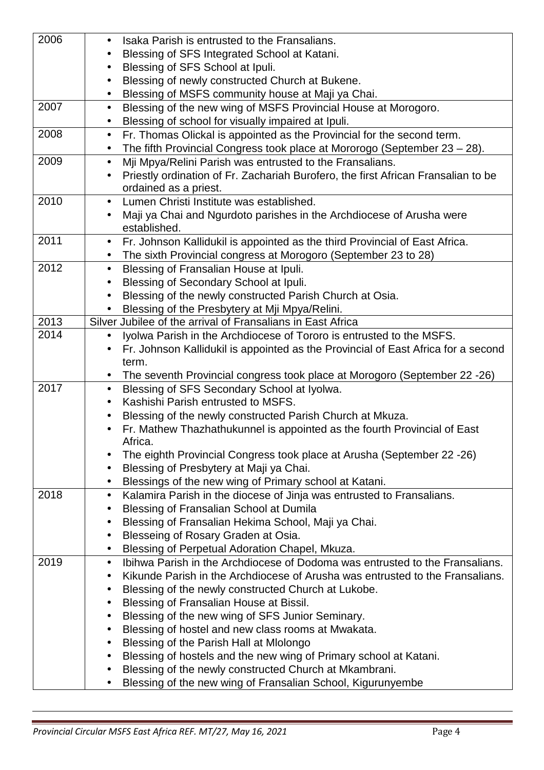| | |
|---|---|
| 2006 | • Isaka Parish is entrusted to the Fransalians.<br>• Blessing of SFS Integrated School at Katani.<br>• Blessing of SFS School at Ipuli.<br>• Blessing of newly constructed Church at Bukene.<br>• Blessing of MSFS community house at Maji ya Chai. |
| 2007 | • Blessing of the new wing of MSFS Provincial House at Morogoro.<br>• Blessing of school for visually impaired at Ipuli. |
| 2008 | • Fr. Thomas Olickal is appointed as the Provincial for the second term.<br>• The fifth Provincial Congress took place at Mororogo (September 23 – 28). |
| 2009 | • Mji Mpya/Relini Parish was entrusted to the Fransalians.<br>• Priestly ordination of Fr. Zachariah Burofero, the first African Fransalian to be ordained as a priest. |
| 2010 | • Lumen Christi Institute was established.<br>• Maji ya Chai and Ngurdoto parishes in the Archdiocese of Arusha were established. |
| 2011 | • Fr. Johnson Kallidukil is appointed as the third Provincial of East Africa.<br>• The sixth Provincial congress at Morogoro (September 23 to 28) |
| 2012 | • Blessing of Fransalian House at Ipuli.<br>• Blessing of Secondary School at Ipuli.<br>• Blessing of the newly constructed Parish Church at Osia.<br>• Blessing of the Presbytery at Mji Mpya/Relini. |
| 2013 | Silver Jubilee of the arrival of Fransalians in East Africa |
| 2014 | • Iyolwa Parish in the Archdiocese of Tororo is entrusted to the MSFS.<br>• Fr. Johnson Kallidukil is appointed as the Provincial of East Africa for a second term.<br>• The seventh Provincial congress took place at Morogoro (September 22 -26) |
| 2017 | • Blessing of SFS Secondary School at Iyolwa.<br>• Kashishi Parish entrusted to MSFS.<br>• Blessing of the newly constructed Parish Church at Mkuza.<br>• Fr. Mathew Thazhathukunnel is appointed as the fourth Provincial of East Africa.<br>• The eighth Provincial Congress took place at Arusha (September 22 -26)<br>• Blessing of Presbytery at Maji ya Chai.<br>• Blessings of the new wing of Primary school at Katani. |
| 2018 | • Kalamira Parish in the diocese of Jinja was entrusted to Fransalians.<br>• Blessing of Fransalian School at Dumila<br>• Blessing of Fransalian Hekima School, Maji ya Chai.<br>• Blesseing of Rosary Graden at Osia.<br>• Blessing of Perpetual Adoration Chapel, Mkuza. |
| 2019 | • Ibihwa Parish in the Archdiocese of Dodoma was entrusted to the Fransalians.<br>• Kikunde Parish in the Archdiocese of Arusha was entrusted to the Fransalians.<br>• Blessing of the newly constructed Church at Lukobe.<br>• Blessing of Fransalian House at Bissil.<br>• Blessing of the new wing of SFS Junior Seminary.<br>• Blessing of hostel and new class rooms at Mwakata.<br>• Blessing of the Parish Hall at Mlolongo<br>• Blessing of hostels and the new wing of Primary school at Katani.<br>• Blessing of the newly constructed Church at Mkambrani.<br>• Blessing of the new wing of Fransalian School, Kigurunyembe |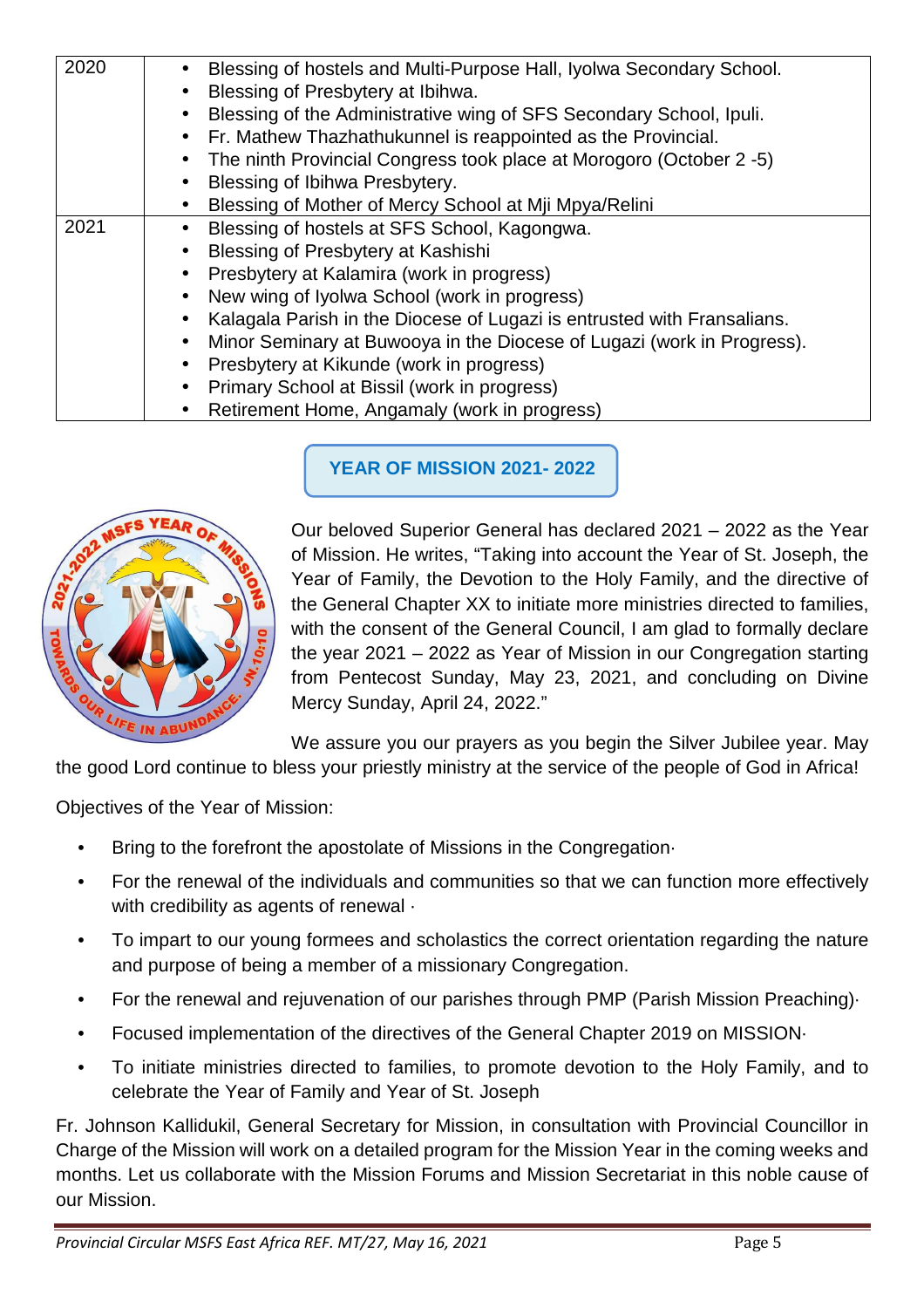| | |
|---|---|
| 2020 | • Blessing of hostels and Multi-Purpose Hall, Iyolwa Secondary School.<br>• Blessing of Presbytery at Ibihwa.<br>• Blessing of the Administrative wing of SFS Secondary School, Ipuli.<br>• Fr. Mathew Thazhathukunnel is reappointed as the Provincial.<br>• The ninth Provincial Congress took place at Morogoro (October 2 -5)<br>• Blessing of Ibihwa Presbytery.<br>• Blessing of Mother of Mercy School at Mji Mpya/Relini |
| 2021 | • Blessing of hostels at SFS School, Kagongwa.<br>• Blessing of Presbytery at Kashishi<br>• Presbytery at Kalamira (work in progress)<br>• New wing of Iyolwa School (work in progress)<br>• Kalagala Parish in the Diocese of Lugazi is entrusted with Fransalians.<br>• Minor Seminary at Buwooya in the Diocese of Lugazi (work in Progress).<br>• Presbytery at Kikunde (work in progress)<br>• Primary School at Bissil (work in progress)<br>• Retirement Home, Angamaly (work in progress) |

## YEAR OF MISSION 2021- 2022

Our beloved Superior General has declared 2021 – 2022 as the Year of Mission. He writes, "Taking into account the Year of St. Joseph, the Year of Family, the Devotion to the Holy Family, and the directive of the General Chapter XX to initiate more ministries directed to families, with the consent of the General Council, I am glad to formally declare the year 2021 – 2022 as Year of Mission in our Congregation starting from Pentecost Sunday, May 23, 2021, and concluding on Divine Mercy Sunday, April 24, 2022."

We assure you our prayers as you begin the Silver Jubilee year. May the good Lord continue to bless your priestly ministry at the service of the people of God in Africa!

Objectives of the Year of Mission:

- Bring to the forefront the apostolate of Missions in the Congregation·
- For the renewal of the individuals and communities so that we can function more effectively with credibility as agents of renewal ·
- To impart to our young formees and scholastics the correct orientation regarding the nature and purpose of being a member of a missionary Congregation.
- For the renewal and rejuvenation of our parishes through PMP (Parish Mission Preaching)·
- Focused implementation of the directives of the General Chapter 2019 on MISSION·
- To initiate ministries directed to families, to promote devotion to the Holy Family, and to celebrate the Year of Family and Year of St. Joseph

Fr. Johnson Kallidukil, General Secretary for Mission, in consultation with Provincial Councillor in Charge of the Mission will work on a detailed program for the Mission Year in the coming weeks and months. Let us collaborate with the Mission Forums and Mission Secretariat in this noble cause of our Mission.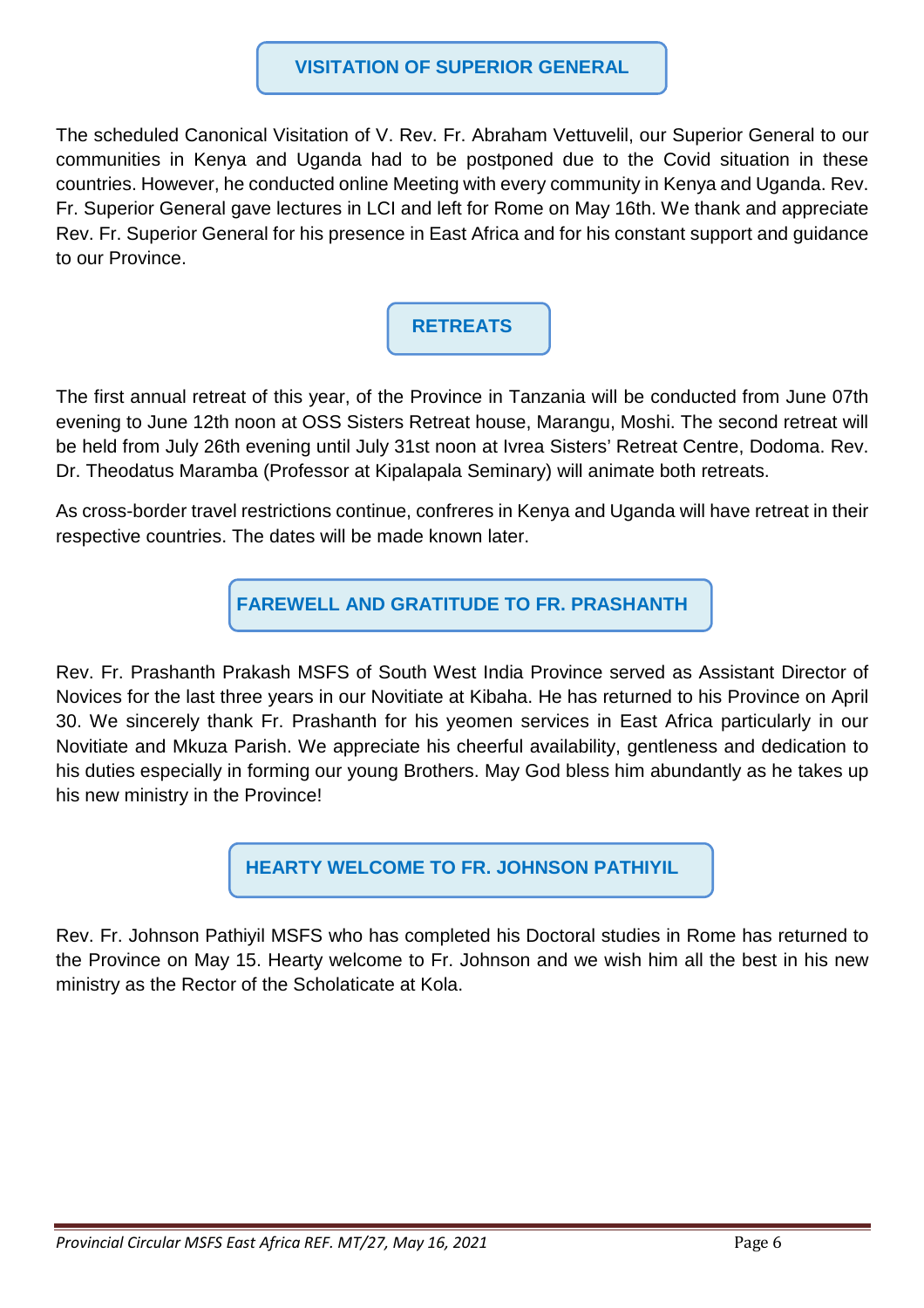## VISITATION OF SUPERIOR GENERAL

The scheduled Canonical Visitation of V. Rev. Fr. Abraham Vettuvelil, our Superior General to our communities in Kenya and Uganda had to be postponed due to the Covid situation in these countries. However, he conducted online Meeting with every community in Kenya and Uganda. Rev. Fr. Superior General gave lectures in LCI and left for Rome on May 16th. We thank and appreciate Rev. Fr. Superior General for his presence in East Africa and for his constant support and guidance to our Province.

## RETREATS

The first annual retreat of this year, of the Province in Tanzania will be conducted from June 07th evening to June 12th noon at OSS Sisters Retreat house, Marangu, Moshi. The second retreat will be held from July 26th evening until July 31st noon at Ivrea Sisters' Retreat Centre, Dodoma. Rev. Dr. Theodatus Maramba (Professor at Kipalapala Seminary) will animate both retreats.

As cross-border travel restrictions continue, confreres in Kenya and Uganda will have retreat in their respective countries. The dates will be made known later.

## FAREWELL AND GRATITUDE TO FR. PRASHANTH

Rev. Fr. Prashanth Prakash MSFS of South West India Province served as Assistant Director of Novices for the last three years in our Novitiate at Kibaha. He has returned to his Province on April 30. We sincerely thank Fr. Prashanth for his yeomen services in East Africa particularly in our Novitiate and Mkuza Parish. We appreciate his cheerful availability, gentleness and dedication to his duties especially in forming our young Brothers. May God bless him abundantly as he takes up his new ministry in the Province!

## HEARTY WELCOME TO FR. JOHNSON PATHIYIL

Rev. Fr. Johnson Pathiyil MSFS who has completed his Doctoral studies in Rome has returned to the Province on May 15. Hearty welcome to Fr. Johnson and we wish him all the best in his new ministry as the Rector of the Scholaticate at Kola.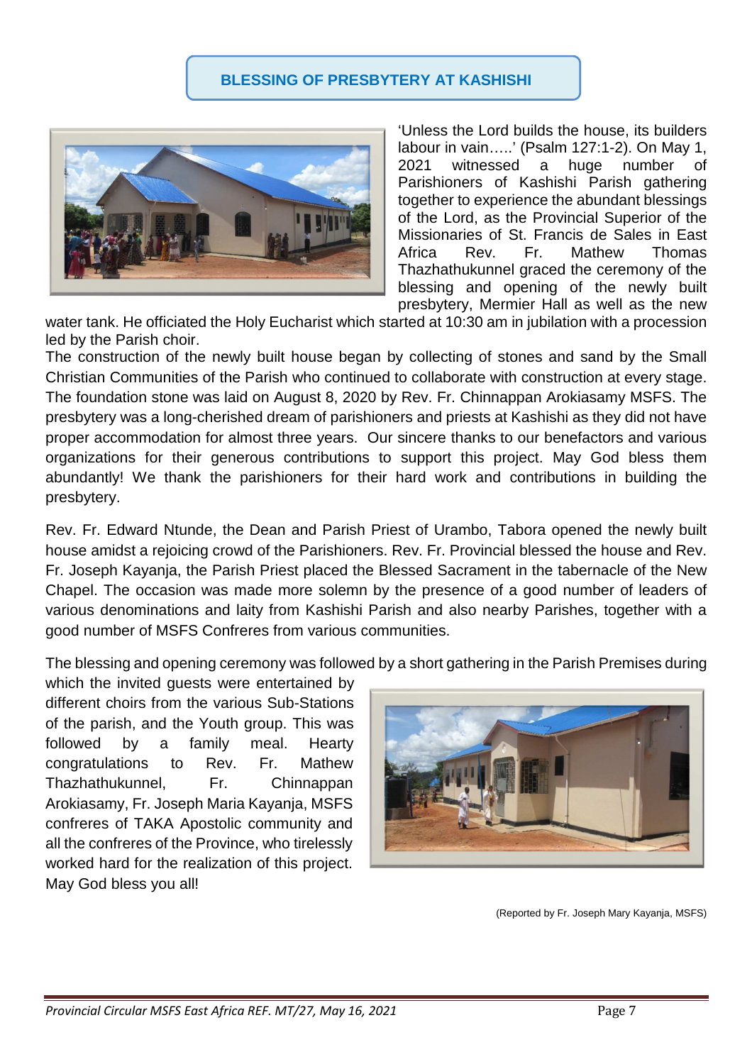## BLESSING OF PRESBYTERY AT KASHISHI

'Unless the Lord builds the house, its builders labour in vain…..' (Psalm 127:1-2). On May 1, 2021 witnessed a huge number of Parishioners of Kashishi Parish gathering together to experience the abundant blessings of the Lord, as the Provincial Superior of the Missionaries of St. Francis de Sales in East Africa Rev. Fr. Mathew Thomas Thazhathukunnel graced the ceremony of the blessing and opening of the newly built presbytery, Mermier Hall as well as the new water tank. He officiated the Holy Eucharist which started at 10:30 am in jubilation with a procession led by the Parish choir.

The construction of the newly built house began by collecting of stones and sand by the Small Christian Communities of the Parish who continued to collaborate with construction at every stage. The foundation stone was laid on August 8, 2020 by Rev. Fr. Chinnappan Arokiasamy MSFS. The presbytery was a long-cherished dream of parishioners and priests at Kashishi as they did not have proper accommodation for almost three years. Our sincere thanks to our benefactors and various organizations for their generous contributions to support this project. May God bless them abundantly! We thank the parishioners for their hard work and contributions in building the presbytery.

Rev. Fr. Edward Ntunde, the Dean and Parish Priest of Urambo, Tabora opened the newly built house amidst a rejoicing crowd of the Parishioners. Rev. Fr. Provincial blessed the house and Rev. Fr. Joseph Kayanja, the Parish Priest placed the Blessed Sacrament in the tabernacle of the New Chapel. The occasion was made more solemn by the presence of a good number of leaders of various denominations and laity from Kashishi Parish and also nearby Parishes, together with a good number of MSFS Confreres from various communities.

The blessing and opening ceremony was followed by a short gathering in the Parish Premises during which the invited guests were entertained by different choirs from the various Sub-Stations of the parish, and the Youth group. This was followed by a family meal. Hearty congratulations to Rev. Fr. Mathew Thazhathukunnel, Fr. Chinnappan Arokiasamy, Fr. Joseph Maria Kayanja, MSFS confreres of TAKA Apostolic community and all the confreres of the Province, who tirelessly worked hard for the realization of this project. May God bless you all!

(Reported by Fr. Joseph Mary Kayanja, MSFS)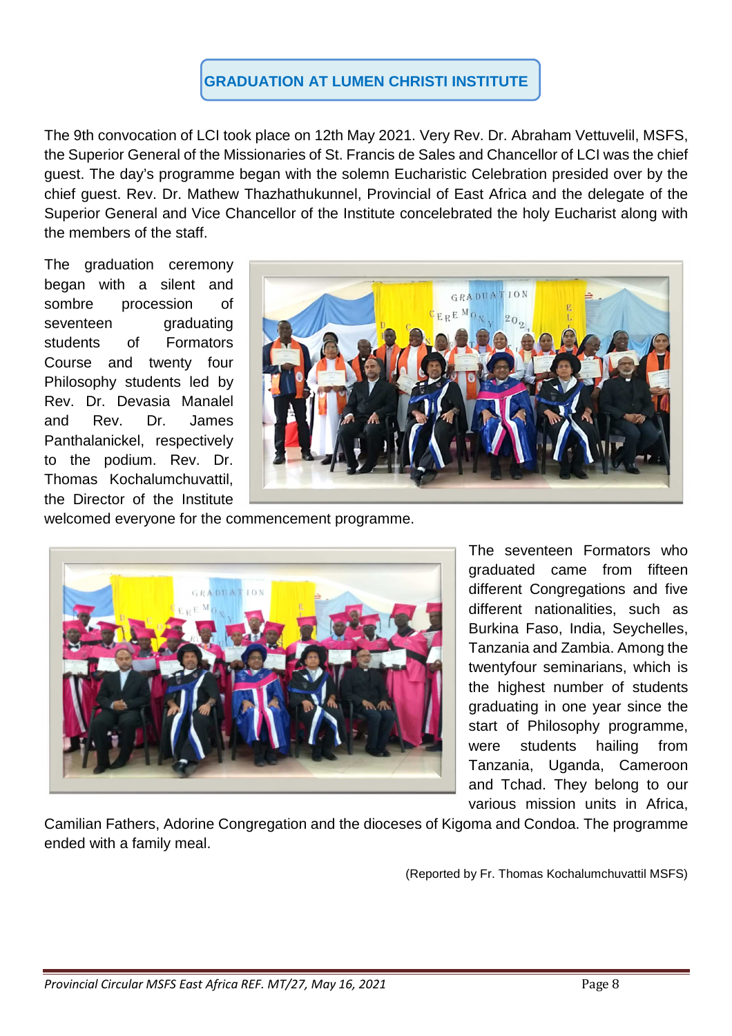# GRADUATION AT LUMEN CHRISTI INSTITUTE

The 9th convocation of LCI took place on 12th May 2021. Very Rev. Dr. Abraham Vettuvelil, MSFS, the Superior General of the Missionaries of St. Francis de Sales and Chancellor of LCI was the chief guest. The day's programme began with the solemn Eucharistic Celebration presided over by the chief guest. Rev. Dr. Mathew Thazhathukunnel, Provincial of East Africa and the delegate of the Superior General and Vice Chancellor of the Institute concelebrated the holy Eucharist along with the members of the staff.

The graduation ceremony began with a silent and sombre procession of seventeen graduating students of Formators Course and twenty four Philosophy students led by Rev. Dr. Devasia Manalel and Rev. Dr. James Panthalanickel, respectively to the podium. Rev. Dr. Thomas Kochalumchuvattil, the Director of the Institute welcomed everyone for the commencement programme.

The seventeen Formators who graduated came from fifteen different Congregations and five different nationalities, such as Burkina Faso, India, Seychelles, Tanzania and Zambia. Among the twentyfour seminarians, which is the highest number of students graduating in one year since the start of Philosophy programme, were students hailing from Tanzania, Uganda, Cameroon and Tchad. They belong to our various mission units in Africa, Camilian Fathers, Adorine Congregation and the dioceses of Kigoma and Condoa. The programme ended with a family meal.

(Reported by Fr. Thomas Kochalumchuvattil MSFS)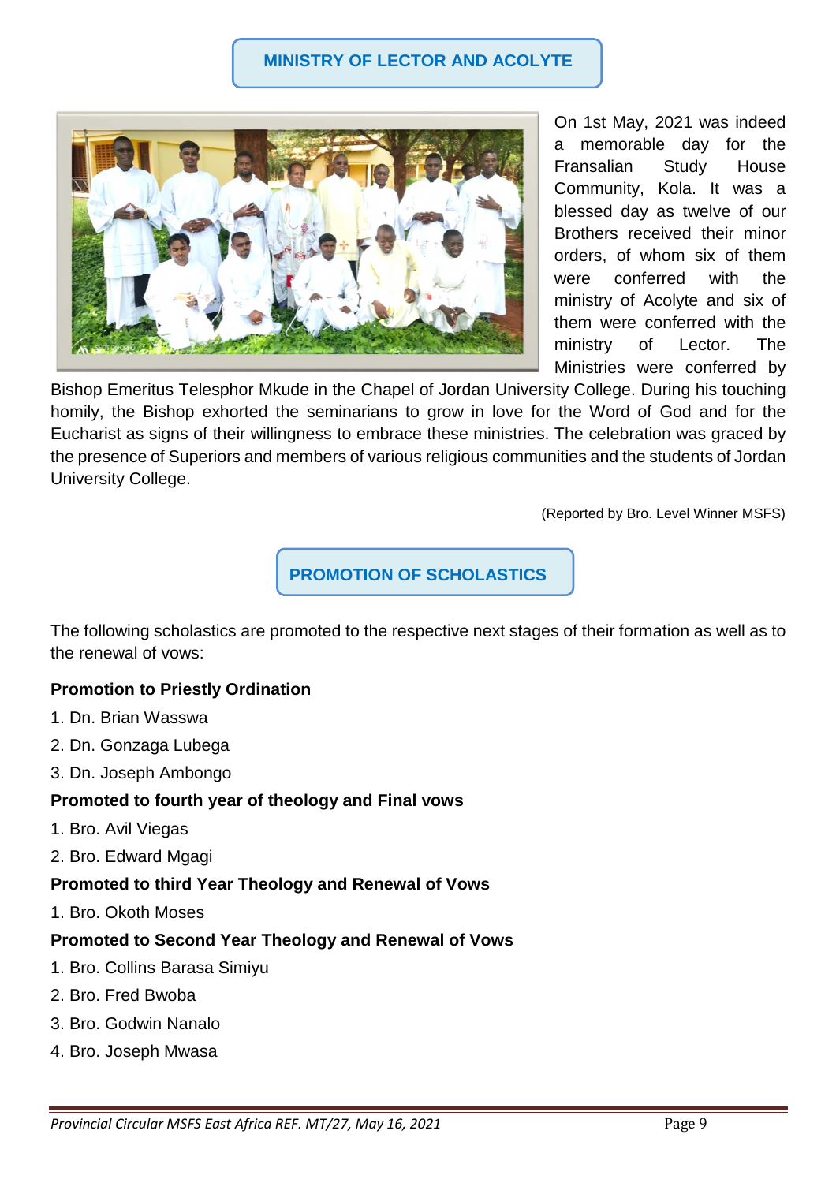## MINISTRY OF LECTOR AND ACOLYTE

On 1st May, 2021 was indeed a memorable day for the Fransalian Study House Community, Kola. It was a blessed day as twelve of our Brothers received their minor orders, of whom six of them were conferred with the ministry of Acolyte and six of them were conferred with the ministry of Lector. The Ministries were conferred by Bishop Emeritus Telesphor Mkude in the Chapel of Jordan University College. During his touching homily, the Bishop exhorted the seminarians to grow in love for the Word of God and for the Eucharist as signs of their willingness to embrace these ministries. The celebration was graced by the presence of Superiors and members of various religious communities and the students of Jordan University College.

(Reported by Bro. Level Winner MSFS)

## PROMOTION OF SCHOLASTICS

The following scholastics are promoted to the respective next stages of their formation as well as to the renewal of vows:

**Promotion to Priestly Ordination**

1. Dn. Brian Wasswa
2. Dn. Gonzaga Lubega
3. Dn. Joseph Ambongo

**Promoted to fourth year of theology and Final vows**

1. Bro. Avil Viegas
2. Bro. Edward Mgagi

**Promoted to third Year Theology and Renewal of Vows**

1. Bro. Okoth Moses

**Promoted to Second Year Theology and Renewal of Vows**

1. Bro. Collins Barasa Simiyu
2. Bro. Fred Bwoba
3. Bro. Godwin Nanalo
4. Bro. Joseph Mwasa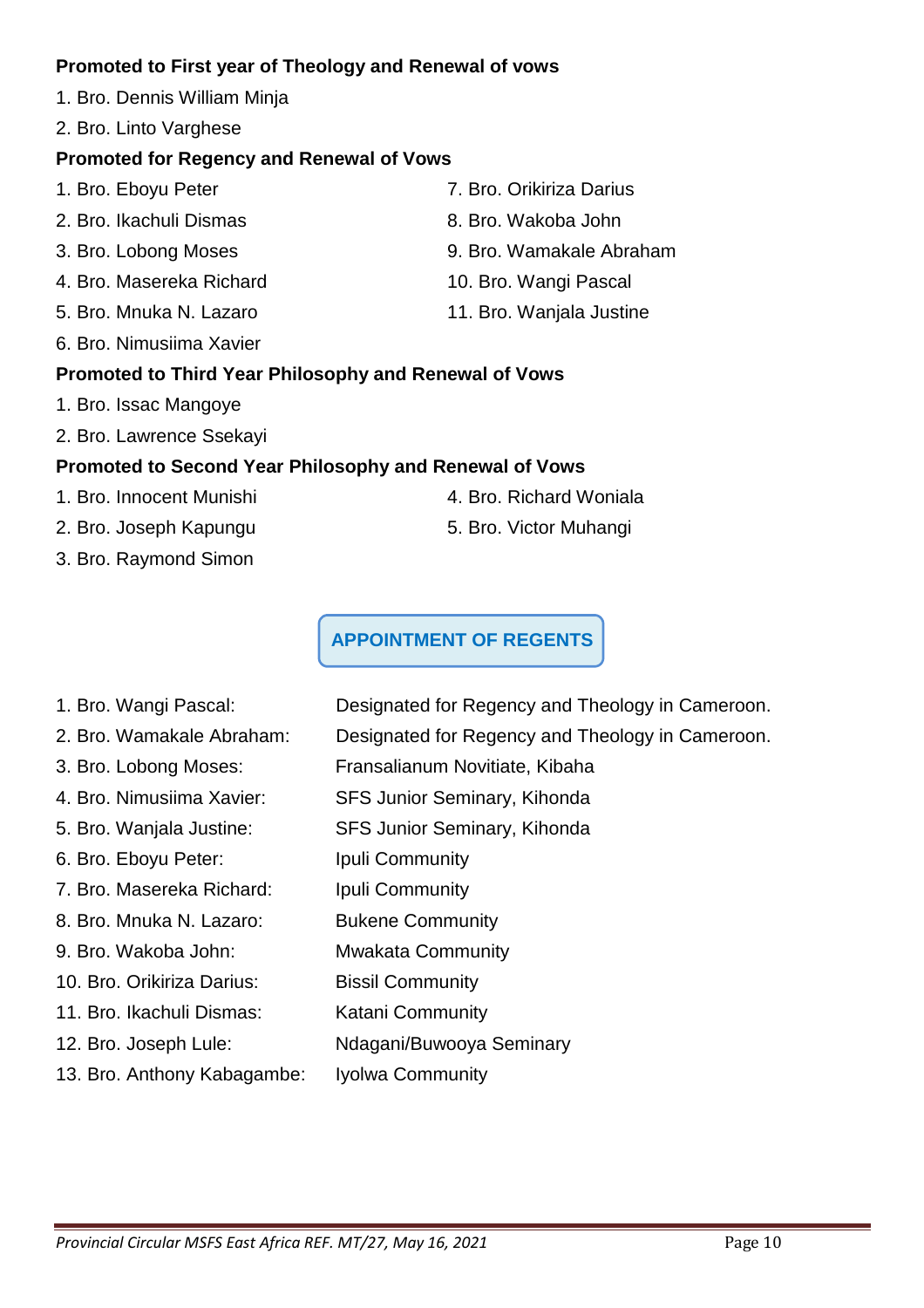**Promoted to First year of Theology and Renewal of vows**

1. Bro. Dennis William Minja
2. Bro. Linto Varghese

**Promoted for Regency and Renewal of Vows**

1. Bro. Eboyu Peter
2. Bro. Ikachuli Dismas
3. Bro. Lobong Moses
4. Bro. Masereka Richard
5. Bro. Mnuka N. Lazaro
6. Bro. Nimusiima Xavier
7. Bro. Orikiriza Darius
8. Bro. Wakoba John
9. Bro. Wamakale Abraham
10. Bro. Wangi Pascal
11. Bro. Wanjala Justine

**Promoted to Third Year Philosophy and Renewal of Vows**

1. Bro. Issac Mangoye
2. Bro. Lawrence Ssekayi

**Promoted to Second Year Philosophy and Renewal of Vows**

1. Bro. Innocent Munishi
2. Bro. Joseph Kapungu
3. Bro. Raymond Simon
4. Bro. Richard Woniala
5. Bro. Victor Muhangi

## APPOINTMENT OF REGENTS

1. Bro. Wangi Pascal: Designated for Regency and Theology in Cameroon.
2. Bro. Wamakale Abraham: Designated for Regency and Theology in Cameroon.
3. Bro. Lobong Moses: Fransalianum Novitiate, Kibaha
4. Bro. Nimusiima Xavier: SFS Junior Seminary, Kihonda
5. Bro. Wanjala Justine: SFS Junior Seminary, Kihonda
6. Bro. Eboyu Peter: Ipuli Community
7. Bro. Masereka Richard: Ipuli Community
8. Bro. Mnuka N. Lazaro: Bukene Community
9. Bro. Wakoba John: Mwakata Community
10. Bro. Orikiriza Darius: Bissil Community
11. Bro. Ikachuli Dismas: Katani Community
12. Bro. Joseph Lule: Ndagani/Buwooya Seminary
13. Bro. Anthony Kabagambe: Iyolwa Community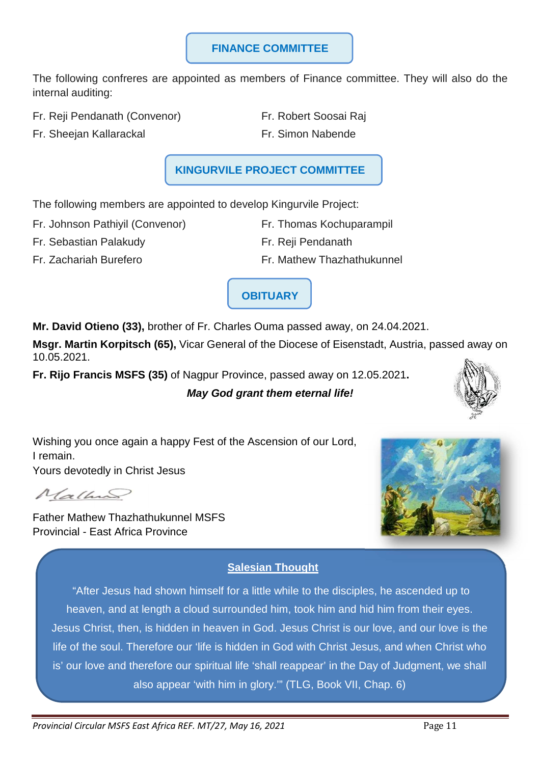## FINANCE COMMITTEE

The following confreres are appointed as members of Finance committee. They will also do the internal auditing:

Fr. Reji Pendanath (Convenor)
Fr. Robert Soosai Raj
Fr. Sheejan Kallarackal
Fr. Simon Nabende

## KINGURVILE PROJECT COMMITTEE

The following members are appointed to develop Kingurvile Project:

Fr. Johnson Pathiyil (Convenor)
Fr. Thomas Kochuparampil
Fr. Sebastian Palakudy
Fr. Reji Pendanath
Fr. Zachariah Burefero
Fr. Mathew Thazhathukunnel

## OBITUARY

**Mr. David Otieno (33),** brother of Fr. Charles Ouma passed away, on 24.04.2021.

**Msgr. Martin Korpitsch (65),** Vicar General of the Diocese of Eisenstadt, Austria, passed away on 10.05.2021.

**Fr. Rijo Francis MSFS (35)** of Nagpur Province, passed away on 12.05.2021**.**

***May God grant them eternal life!***

Wishing you once again a happy Fest of the Ascension of our Lord,
I remain.
Yours devotedly in Christ Jesus

Father Mathew Thazhathukunnel MSFS
Provincial - East Africa Province

**Salesian Thought**

"After Jesus had shown himself for a little while to the disciples, he ascended up to heaven, and at length a cloud surrounded him, took him and hid him from their eyes. Jesus Christ, then, is hidden in heaven in God. Jesus Christ is our love, and our love is the life of the soul. Therefore our 'life is hidden in God with Christ Jesus, and when Christ who is' our love and therefore our spiritual life 'shall reappear' in the Day of Judgment, we shall also appear 'with him in glory.'" (TLG, Book VII, Chap. 6)

*Provincial Circular MSFS East Africa REF. MT/27, May 16, 2021*